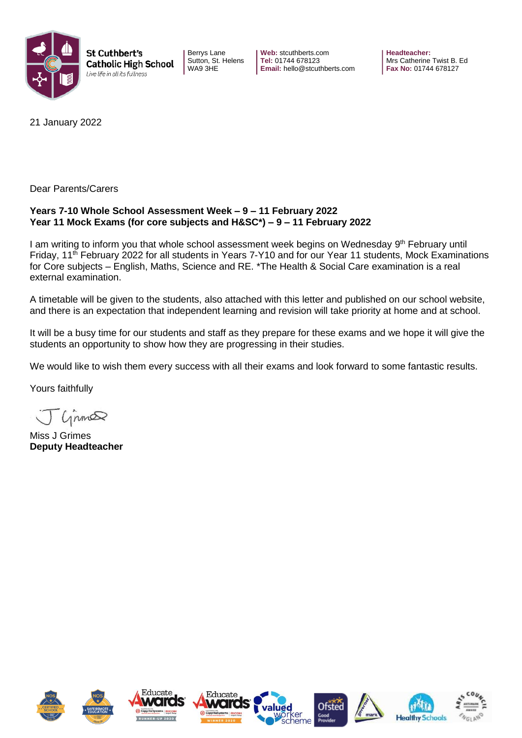**St Cuthbert's Catholic High School**
*Live life in all its fullness*

Berrys Lane
Sutton, St. Helens
WA9 3HE

**Web:** stcuthberts.com
**Tel:** 01744 678123
**Email:** hello@stcuthberts.com

**Headteacher:**
Mrs Catherine Twist B. Ed
**Fax No:** 01744 678127

21 January 2022

Dear Parents/Carers

**Years 7-10 Whole School Assessment Week – 9 – 11 February 2022**
**Year 11 Mock Exams (for core subjects and H&SC*) – 9 – 11 February 2022**

I am writing to inform you that whole school assessment week begins on Wednesday 9th February until Friday, 11th February 2022 for all students in Years 7-Y10 and for our Year 11 students, Mock Examinations for Core subjects – English, Maths, Science and RE. *The Health & Social Care examination is a real external examination.

A timetable will be given to the students, also attached with this letter and published on our school website, and there is an expectation that independent learning and revision will take priority at home and at school.

It will be a busy time for our students and staff as they prepare for these exams and we hope it will give the students an opportunity to show how they are progressing in their studies.

We would like to wish them every success with all their exams and look forward to some fantastic results.

Yours faithfully

Miss J Grimes
**Deputy Headteacher**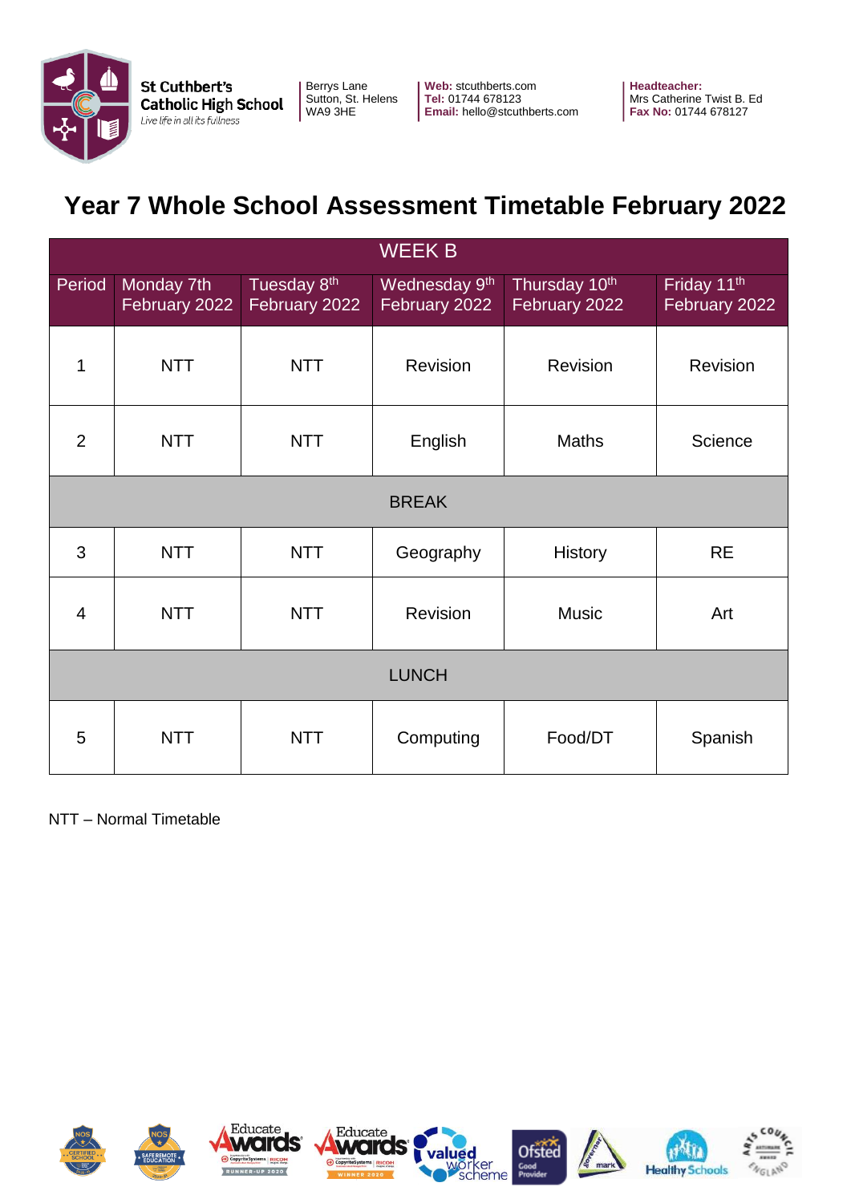St Cuthbert's Catholic High School
*Live life in all its fullness*

Berrys Lane
Sutton, St. Helens
WA9 3HE

**Web:** stcuthberts.com
**Tel:** 01744 678123
**Email:** hello@stcuthberts.com

**Headteacher:**
Mrs Catherine Twist B. Ed
**Fax No:** 01744 678127

# Year 7 Whole School Assessment Timetable February 2022

| WEEK B | | | | | |
|---|---|---|---|---|---|
| Period | Monday 7th February 2022 | Tuesday 8th February 2022 | Wednesday 9th February 2022 | Thursday 10th February 2022 | Friday 11th February 2022 |
| 1 | NTT | NTT | Revision | Revision | Revision |
| 2 | NTT | NTT | English | Maths | Science |
| BREAK | | | | | |
| 3 | NTT | NTT | Geography | History | RE |
| 4 | NTT | NTT | Revision | Music | Art |
| LUNCH | | | | | |
| 5 | NTT | NTT | Computing | Food/DT | Spanish |

NTT – Normal Timetable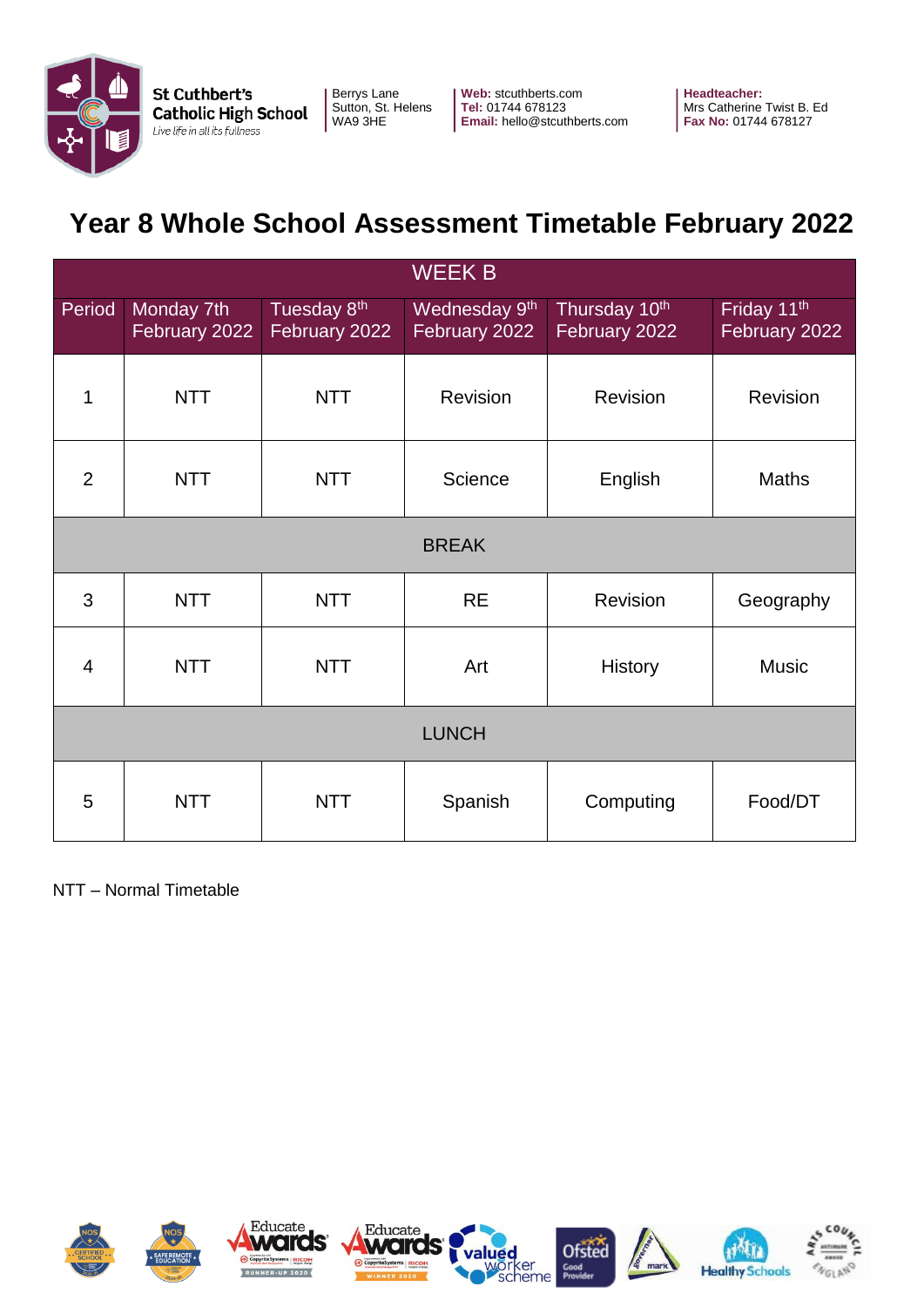St Cuthbert's Catholic High School
*Live life in all its fullness*

Berrys Lane
Sutton, St. Helens
WA9 3HE

**Web:** stcuthberts.com
**Tel:** 01744 678123
**Email:** hello@stcuthberts.com

**Headteacher:**
Mrs Catherine Twist B. Ed
**Fax No:** 01744 678127

# Year 8 Whole School Assessment Timetable February 2022

| WEEK B | | | | | |
|---|---|---|---|---|---|
| Period | Monday 7th February 2022 | Tuesday 8th February 2022 | Wednesday 9th February 2022 | Thursday 10th February 2022 | Friday 11th February 2022 |
| 1 | NTT | NTT | Revision | Revision | Revision |
| 2 | NTT | NTT | Science | English | Maths |
| BREAK | | | | | |
| 3 | NTT | NTT | RE | Revision | Geography |
| 4 | NTT | NTT | Art | History | Music |
| LUNCH | | | | | |
| 5 | NTT | NTT | Spanish | Computing | Food/DT |

NTT – Normal Timetable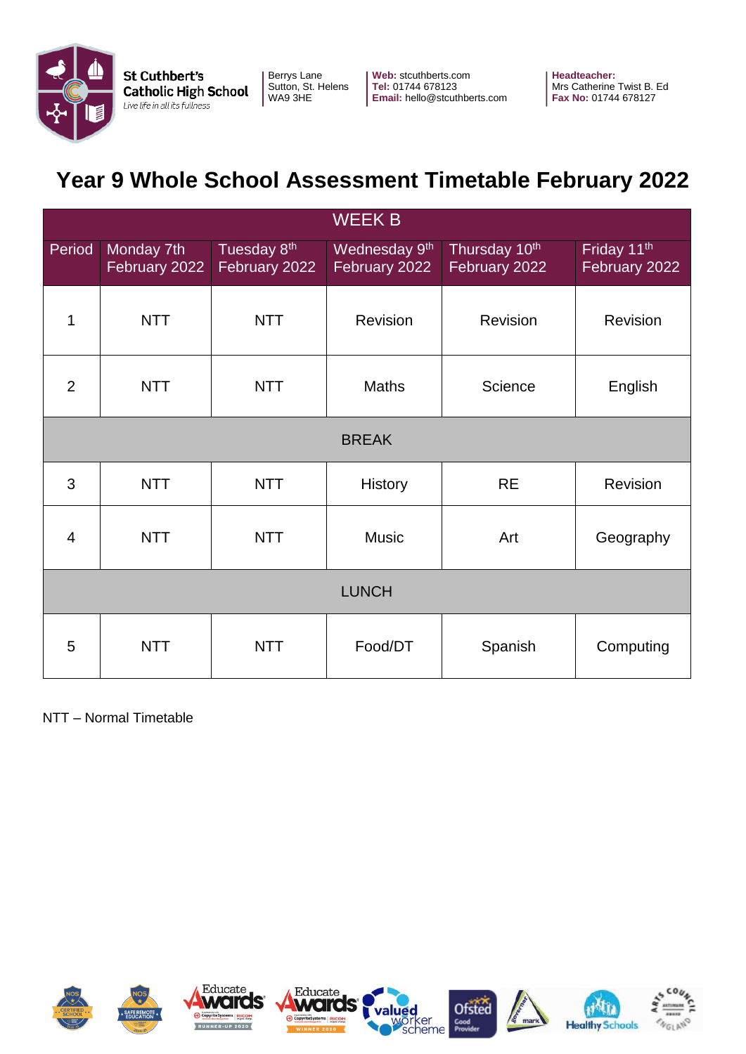St Cuthbert's Catholic High School
*Live life in all its fullness*

Berrys Lane
Sutton, St. Helens
WA9 3HE

**Web:** stcuthberts.com
**Tel:** 01744 678123
**Email:** hello@stcuthberts.com

**Headteacher:**
Mrs Catherine Twist B. Ed
**Fax No:** 01744 678127

# Year 9 Whole School Assessment Timetable February 2022

| WEEK B | | | | | |
|---|---|---|---|---|---|
| Period | Monday 7th February 2022 | Tuesday 8th February 2022 | Wednesday 9th February 2022 | Thursday 10th February 2022 | Friday 11th February 2022 |
| 1 | NTT | NTT | Revision | Revision | Revision |
| 2 | NTT | NTT | Maths | Science | English |
| BREAK | | | | | |
| 3 | NTT | NTT | History | RE | Revision |
| 4 | NTT | NTT | Music | Art | Geography |
| LUNCH | | | | | |
| 5 | NTT | NTT | Food/DT | Spanish | Computing |

NTT – Normal Timetable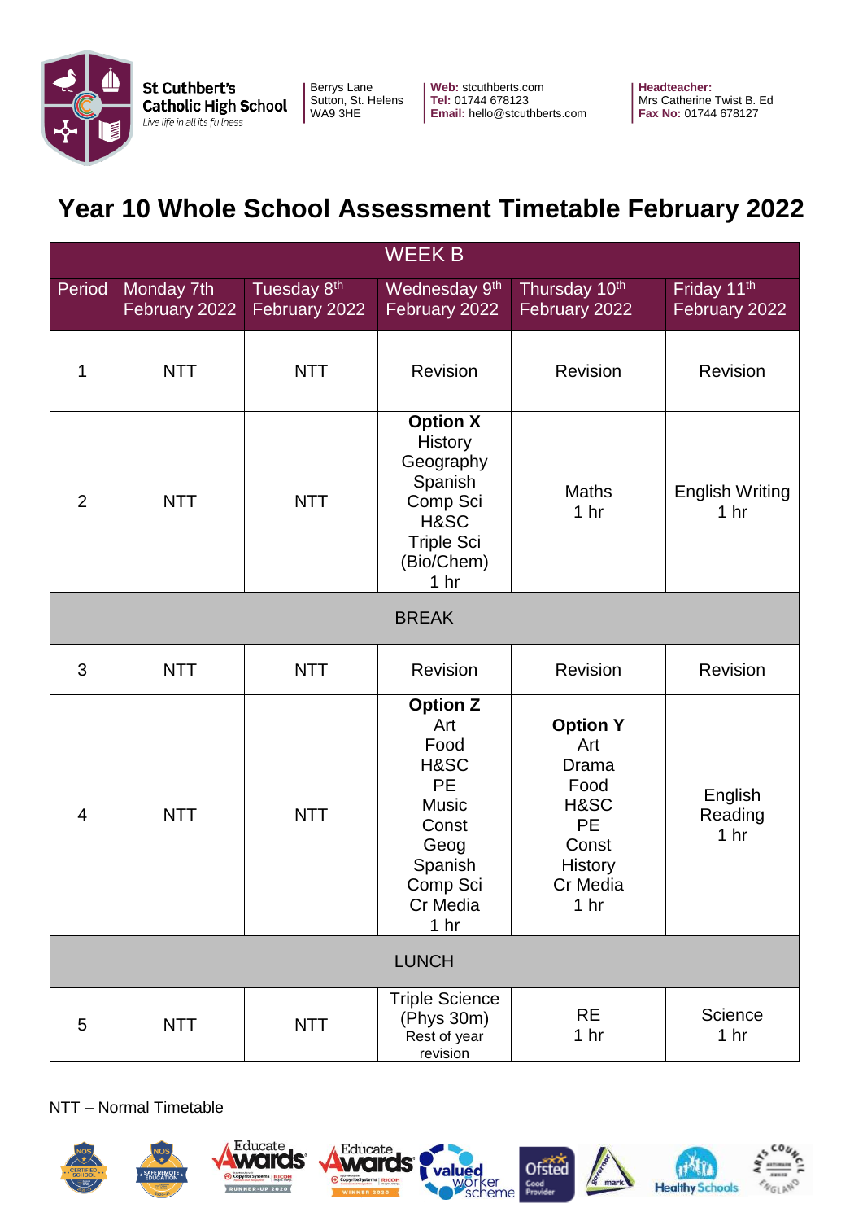St Cuthbert's Catholic High School
*Live life in all its fullness*

Berrys Lane
Sutton, St. Helens
WA9 3HE

**Web:** stcuthberts.com
**Tel:** 01744 678123
**Email:** hello@stcuthberts.com

**Headteacher:**
Mrs Catherine Twist B. Ed
**Fax No:** 01744 678127

# Year 10 Whole School Assessment Timetable February 2022

| WEEK B | | | | | |
|---|---|---|---|---|---|
| Period | Monday 7th February 2022 | Tuesday 8th February 2022 | Wednesday 9th February 2022 | Thursday 10th February 2022 | Friday 11th February 2022 |
| 1 | NTT | NTT | Revision | Revision | Revision |
| 2 | NTT | NTT | **Option X** History Geography Spanish Comp Sci H&SC Triple Sci (Bio/Chem) 1 hr | Maths 1 hr | English Writing 1 hr |
| BREAK | | | | | |
| 3 | NTT | NTT | Revision | Revision | Revision |
| 4 | NTT | NTT | **Option Z** Art Food H&SC PE Music Const Geog Spanish Comp Sci Cr Media 1 hr | **Option Y** Art Drama Food H&SC PE Const History Cr Media 1 hr | English Reading 1 hr |
| LUNCH | | | | | |
| 5 | NTT | NTT | Triple Science (Phys 30m) Rest of year revision | RE 1 hr | Science 1 hr |

NTT – Normal Timetable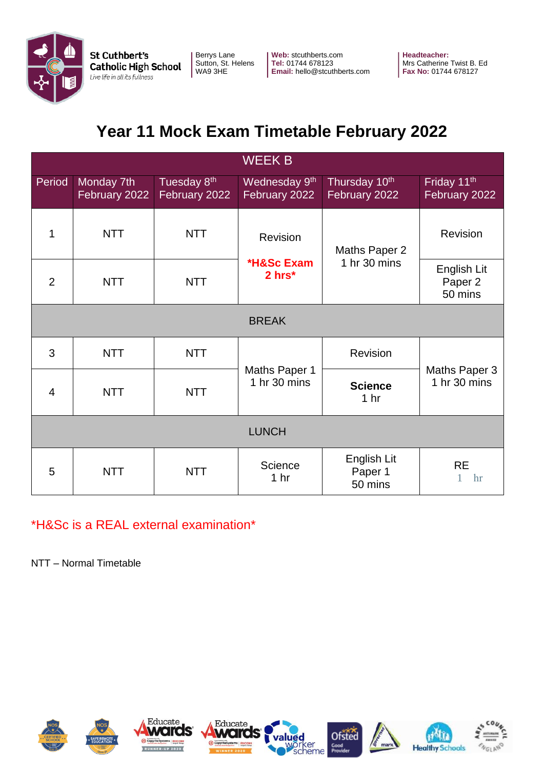St Cuthbert's Catholic High School
*Live life in all its fullness*

Berrys Lane
Sutton, St. Helens
WA9 3HE

**Web:** stcuthberts.com
**Tel:** 01744 678123
**Email:** hello@stcuthberts.com

**Headteacher:**
Mrs Catherine Twist B. Ed
**Fax No:** 01744 678127

# Year 11 Mock Exam Timetable February 2022

| WEEK B | | | | | |
|---|---|---|---|---|---|
| Period | Monday 7th February 2022 | Tuesday 8th February 2022 | Wednesday 9th February 2022 | Thursday 10th February 2022 | Friday 11th February 2022 |
| 1 | NTT | NTT | Revision | Maths Paper 2 1 hr 30 mins | Revision |
| 2 | NTT | NTT | ***H&Sc Exam 2 hrs*** | | English Lit Paper 2 50 mins |
| BREAK | | | | | |
| 3 | NTT | NTT | Maths Paper 1 1 hr 30 mins | Revision | Maths Paper 3 1 hr 30 mins |
| 4 | NTT | NTT | | **Science** 1 hr | |
| LUNCH | | | | | |
| 5 | NTT | NTT | Science 1 hr | English Lit Paper 1 50 mins | RE 1 hr |

*H&Sc is a REAL external examination*

NTT – Normal Timetable